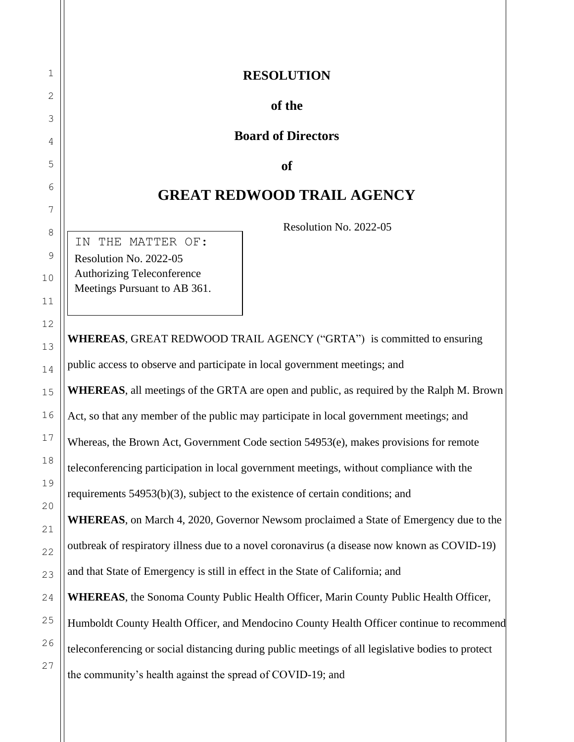# RESOLUTION

## of the

## Board of Directors

## of

# GREAT REDWOOD TRAIL AGENCY

Resolution No. 2022-05

IN THE MATTER OF:
Resolution No. 2022-05
Authorizing Teleconference
Meetings Pursuant to AB 361.

**WHEREAS**, GREAT REDWOOD TRAIL AGENCY ("GRTA") is committed to ensuring public access to observe and participate in local government meetings; and

**WHEREAS**, all meetings of the GRTA are open and public, as required by the Ralph M. Brown Act, so that any member of the public may participate in local government meetings; and

Whereas, the Brown Act, Government Code section 54953(e), makes provisions for remote teleconferencing participation in local government meetings, without compliance with the requirements 54953(b)(3), subject to the existence of certain conditions; and

**WHEREAS**, on March 4, 2020, Governor Newsom proclaimed a State of Emergency due to the outbreak of respiratory illness due to a novel coronavirus (a disease now known as COVID-19) and that State of Emergency is still in effect in the State of California; and

**WHEREAS**, the Sonoma County Public Health Officer, Marin County Public Health Officer, Humboldt County Health Officer, and Mendocino County Health Officer continue to recommend teleconferencing or social distancing during public meetings of all legislative bodies to protect the community's health against the spread of COVID-19; and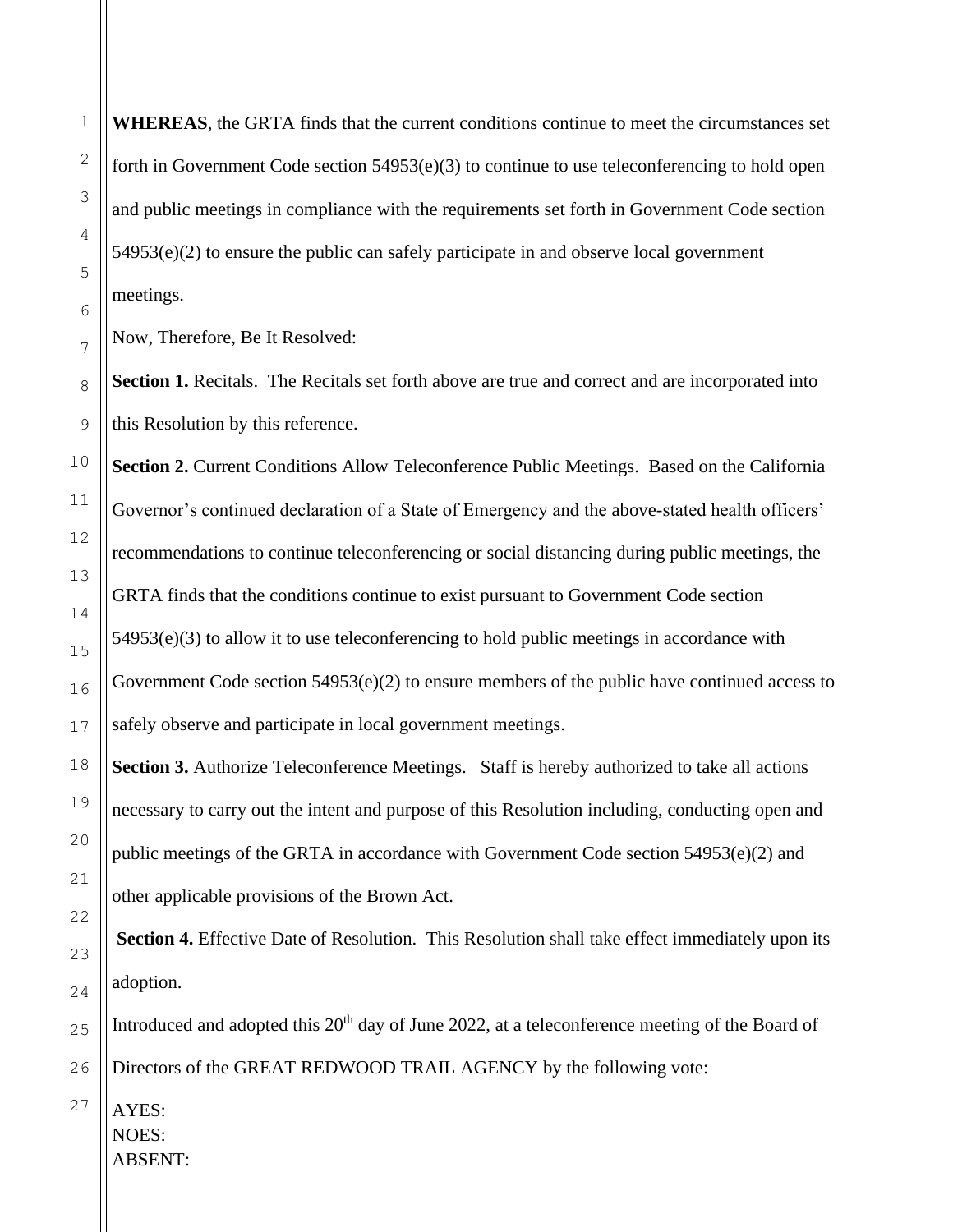**WHEREAS**, the GRTA finds that the current conditions continue to meet the circumstances set forth in Government Code section 54953(e)(3) to continue to use teleconferencing to hold open and public meetings in compliance with the requirements set forth in Government Code section 54953(e)(2) to ensure the public can safely participate in and observe local government meetings.

Now, Therefore, Be It Resolved:

**Section 1.** Recitals. The Recitals set forth above are true and correct and are incorporated into this Resolution by this reference.

**Section 2.** Current Conditions Allow Teleconference Public Meetings. Based on the California Governor's continued declaration of a State of Emergency and the above-stated health officers' recommendations to continue teleconferencing or social distancing during public meetings, the GRTA finds that the conditions continue to exist pursuant to Government Code section 54953(e)(3) to allow it to use teleconferencing to hold public meetings in accordance with Government Code section 54953(e)(2) to ensure members of the public have continued access to safely observe and participate in local government meetings.

**Section 3.** Authorize Teleconference Meetings. Staff is hereby authorized to take all actions necessary to carry out the intent and purpose of this Resolution including, conducting open and public meetings of the GRTA in accordance with Government Code section 54953(e)(2) and other applicable provisions of the Brown Act.

**Section 4.** Effective Date of Resolution. This Resolution shall take effect immediately upon its adoption.

Introduced and adopted this 20th day of June 2022, at a teleconference meeting of the Board of Directors of the GREAT REDWOOD TRAIL AGENCY by the following vote:

AYES:
NOES:
ABSENT: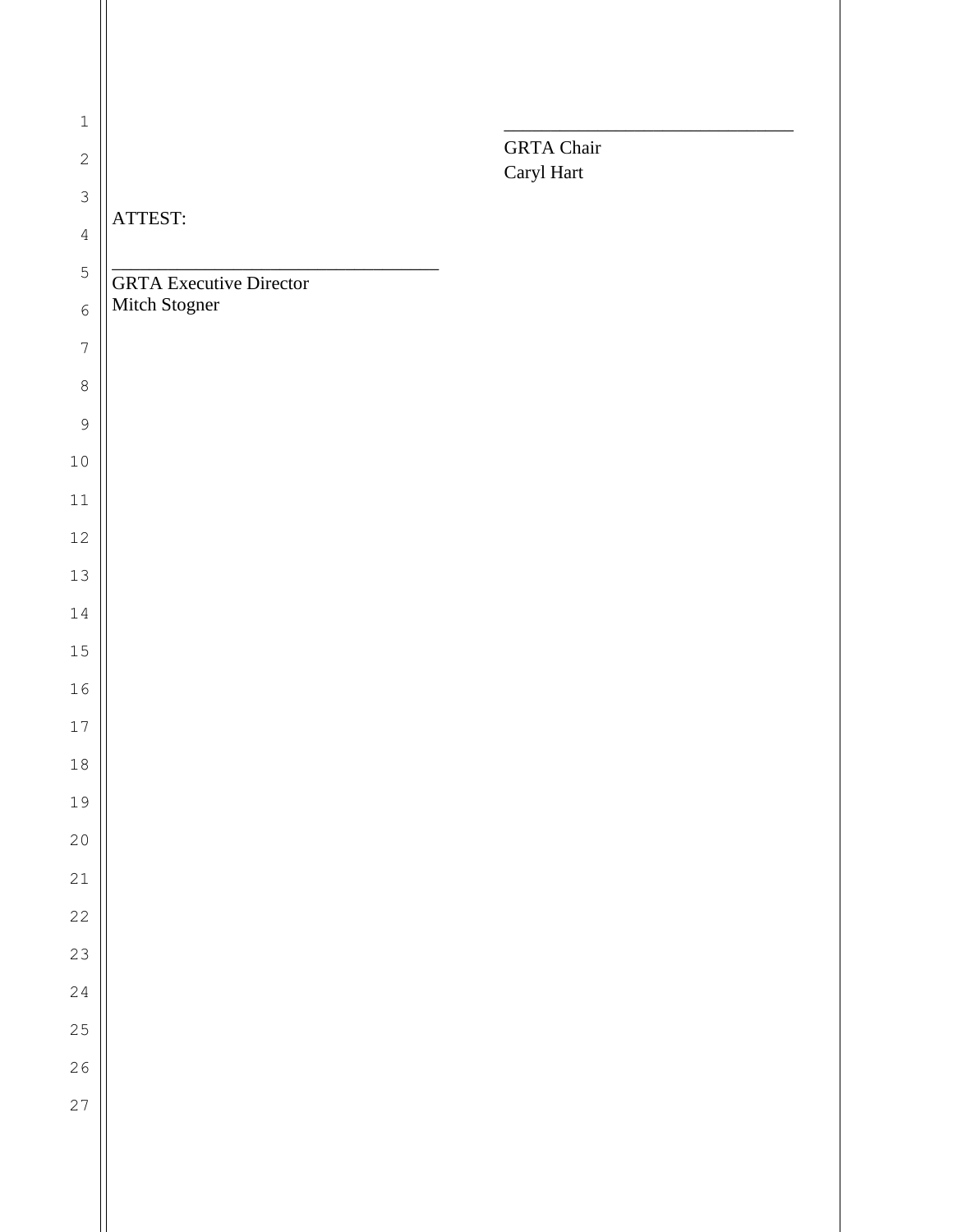_______________________________
GRTA Chair
Caryl Hart

ATTEST:

___________________________________
GRTA Executive Director
Mitch Stogner